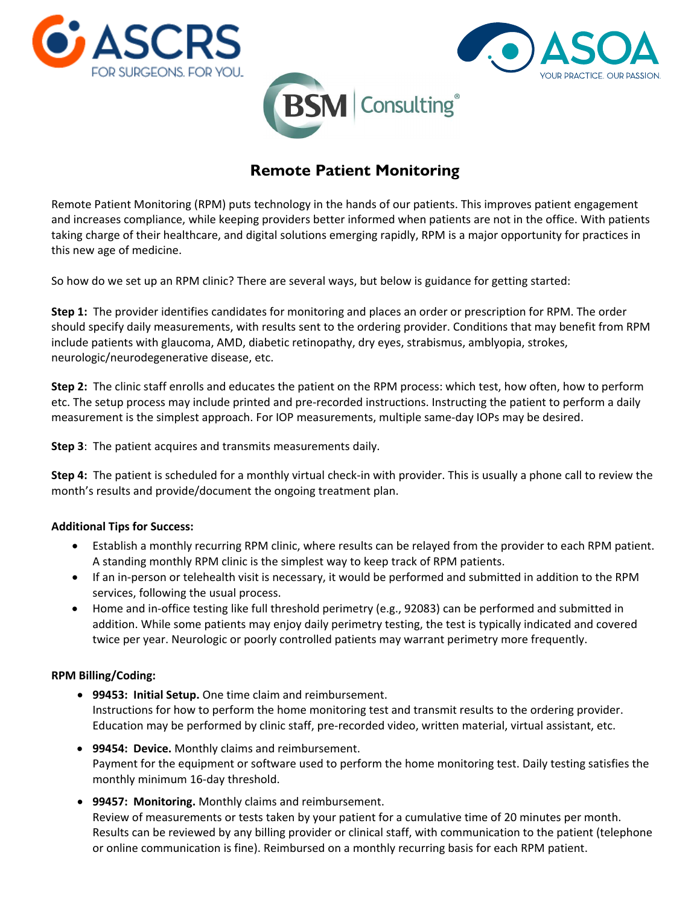# Remote Patient Monitoring

Remote Patient Monitoring (RPM) puts technology in the hands of our patients. This improves patient engagement and increases compliance, while keeping providers better informed when patients are not in the office. With patients taking charge of their healthcare, and digital solutions emerging rapidly, RPM is a major opportunity for practices in this new age of medicine.

So how do we set up an RPM clinic? There are several ways, but below is guidance for getting started:

**Step 1:** The provider identifies candidates for monitoring and places an order or prescription for RPM. The order should specify daily measurements, with results sent to the ordering provider. Conditions that may benefit from RPM include patients with glaucoma, AMD, diabetic retinopathy, dry eyes, strabismus, amblyopia, strokes, neurologic/neurodegenerative disease, etc.

**Step 2:** The clinic staff enrolls and educates the patient on the RPM process: which test, how often, how to perform etc. The setup process may include printed and pre-recorded instructions. Instructing the patient to perform a daily measurement is the simplest approach. For IOP measurements, multiple same-day IOPs may be desired.

**Step 3**: The patient acquires and transmits measurements daily.

**Step 4:** The patient is scheduled for a monthly virtual check-in with provider. This is usually a phone call to review the month's results and provide/document the ongoing treatment plan.

**Additional Tips for Success:**

- Establish a monthly recurring RPM clinic, where results can be relayed from the provider to each RPM patient. A standing monthly RPM clinic is the simplest way to keep track of RPM patients.
- If an in-person or telehealth visit is necessary, it would be performed and submitted in addition to the RPM services, following the usual process.
- Home and in-office testing like full threshold perimetry (e.g., 92083) can be performed and submitted in addition. While some patients may enjoy daily perimetry testing, the test is typically indicated and covered twice per year. Neurologic or poorly controlled patients may warrant perimetry more frequently.

**RPM Billing/Coding:**

- **99453: Initial Setup.** One time claim and reimbursement.
  Instructions for how to perform the home monitoring test and transmit results to the ordering provider. Education may be performed by clinic staff, pre-recorded video, written material, virtual assistant, etc.
- **99454: Device.** Monthly claims and reimbursement.
  Payment for the equipment or software used to perform the home monitoring test. Daily testing satisfies the monthly minimum 16-day threshold.
- **99457: Monitoring.** Monthly claims and reimbursement.
  Review of measurements or tests taken by your patient for a cumulative time of 20 minutes per month. Results can be reviewed by any billing provider or clinical staff, with communication to the patient (telephone or online communication is fine). Reimbursed on a monthly recurring basis for each RPM patient.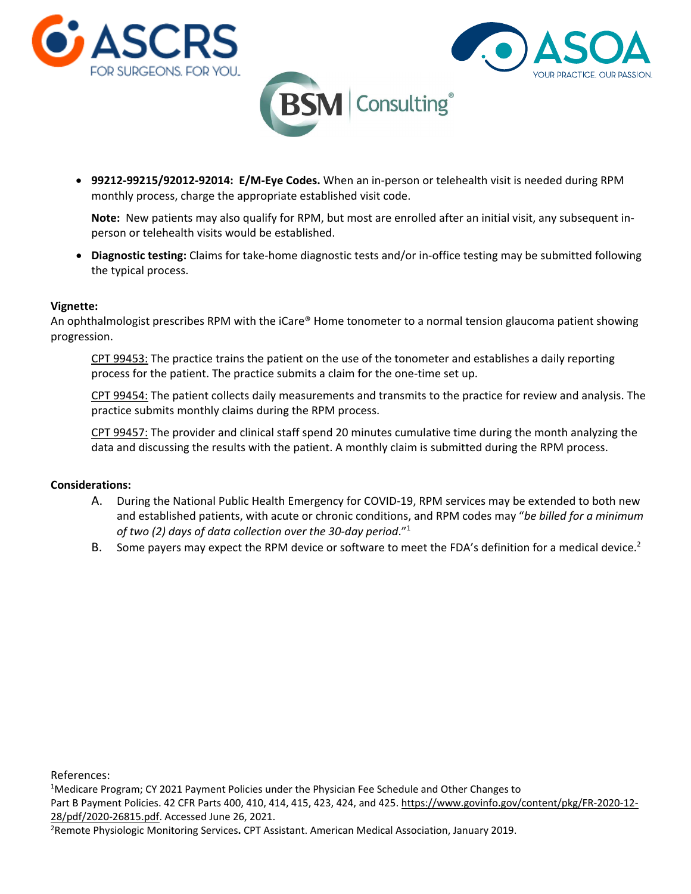- **99212-99215/92012-92014: E/M-Eye Codes.** When an in-person or telehealth visit is needed during RPM monthly process, charge the appropriate established visit code.

  **Note:** New patients may also qualify for RPM, but most are enrolled after an initial visit, any subsequent in-person or telehealth visits would be established.

- **Diagnostic testing:** Claims for take-home diagnostic tests and/or in-office testing may be submitted following the typical process.

**Vignette:**
An ophthalmologist prescribes RPM with the iCare® Home tonometer to a normal tension glaucoma patient showing progression.

CPT 99453: The practice trains the patient on the use of the tonometer and establishes a daily reporting process for the patient. The practice submits a claim for the one-time set up.

CPT 99454: The patient collects daily measurements and transmits to the practice for review and analysis. The practice submits monthly claims during the RPM process.

CPT 99457: The provider and clinical staff spend 20 minutes cumulative time during the month analyzing the data and discussing the results with the patient. A monthly claim is submitted during the RPM process.

**Considerations:**

A. During the National Public Health Emergency for COVID-19, RPM services may be extended to both new and established patients, with acute or chronic conditions, and RPM codes may "*be billed for a minimum of two (2) days of data collection over the 30-day period*."[1]

B. Some payers may expect the RPM device or software to meet the FDA's definition for a medical device.[2]

References:
[1] Medicare Program; CY 2021 Payment Policies under the Physician Fee Schedule and Other Changes to Part B Payment Policies. 42 CFR Parts 400, 410, 414, 415, 423, 424, and 425. https://www.govinfo.gov/content/pkg/FR-2020-12-28/pdf/2020-26815.pdf. Accessed June 26, 2021.
[2] Remote Physiologic Monitoring Services**.** CPT Assistant. American Medical Association, January 2019.